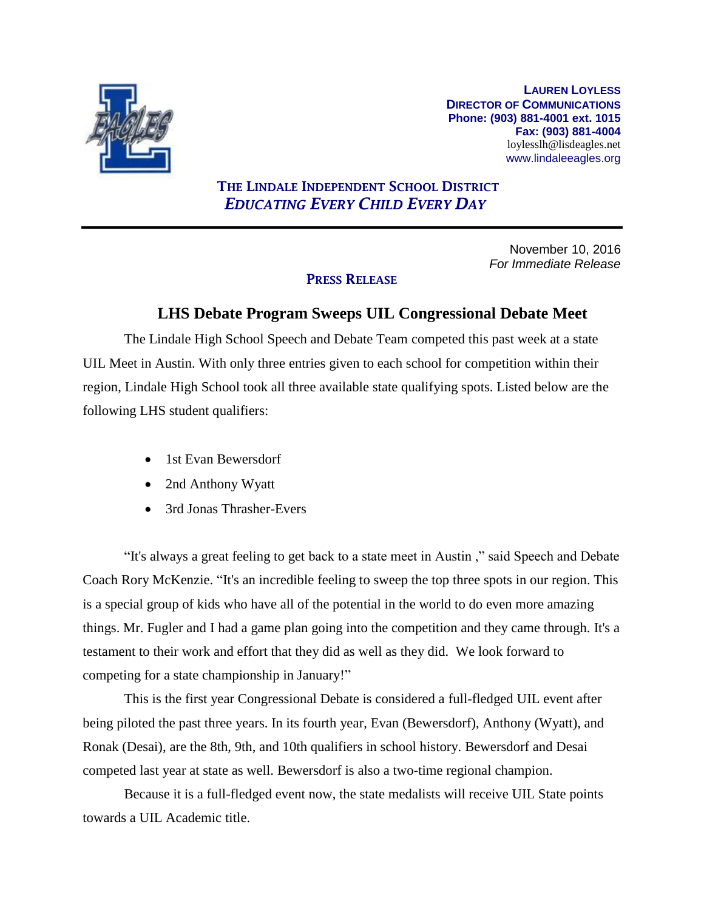**LAUREN LOYLESS**
**DIRECTOR OF COMMUNICATIONS**
**Phone: (903) 881-4001 ext. 1015**
**Fax: (903) 881-4004**
loylesslh@lisdeagles.net
www.lindaleeagles.org

**THE LINDALE INDEPENDENT SCHOOL DISTRICT**
***EDUCATING EVERY CHILD EVERY DAY***

---

November 10, 2016
*For Immediate Release*

**PRESS RELEASE**

## LHS Debate Program Sweeps UIL Congressional Debate Meet

The Lindale High School Speech and Debate Team competed this past week at a state UIL Meet in Austin. With only three entries given to each school for competition within their region, Lindale High School took all three available state qualifying spots. Listed below are the following LHS student qualifiers:

- 1st Evan Bewersdorf
- 2nd Anthony Wyatt
- 3rd Jonas Thrasher-Evers

"It's always a great feeling to get back to a state meet in Austin ," said Speech and Debate Coach Rory McKenzie. "It's an incredible feeling to sweep the top three spots in our region. This is a special group of kids who have all of the potential in the world to do even more amazing things. Mr. Fugler and I had a game plan going into the competition and they came through. It's a testament to their work and effort that they did as well as they did. We look forward to competing for a state championship in January!"

This is the first year Congressional Debate is considered a full-fledged UIL event after being piloted the past three years. In its fourth year, Evan (Bewersdorf), Anthony (Wyatt), and Ronak (Desai), are the 8th, 9th, and 10th qualifiers in school history. Bewersdorf and Desai competed last year at state as well. Bewersdorf is also a two-time regional champion.

Because it is a full-fledged event now, the state medalists will receive UIL State points towards a UIL Academic title.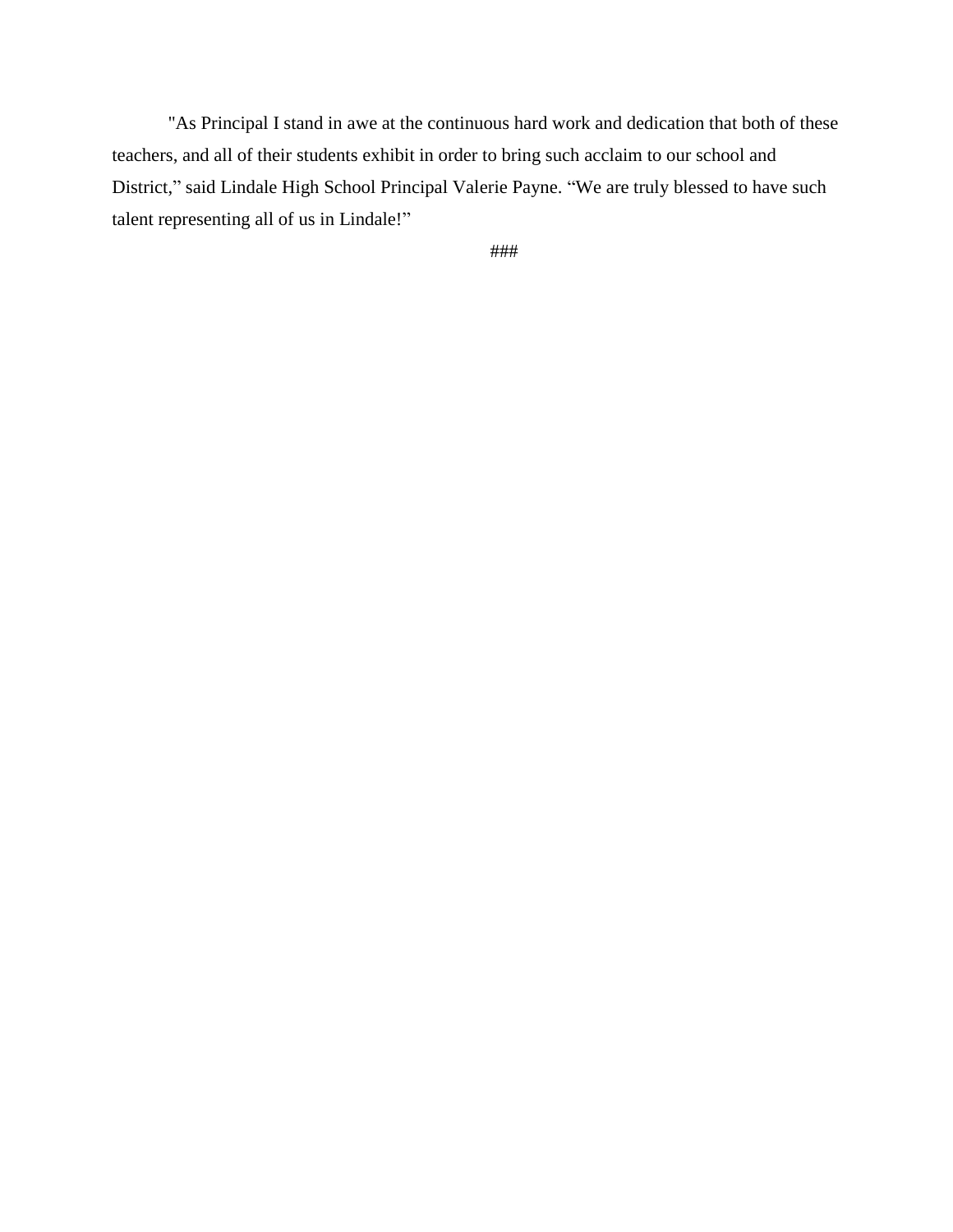"As Principal I stand in awe at the continuous hard work and dedication that both of these teachers, and all of their students exhibit in order to bring such acclaim to our school and District," said Lindale High School Principal Valerie Payne. "We are truly blessed to have such talent representing all of us in Lindale!"

###